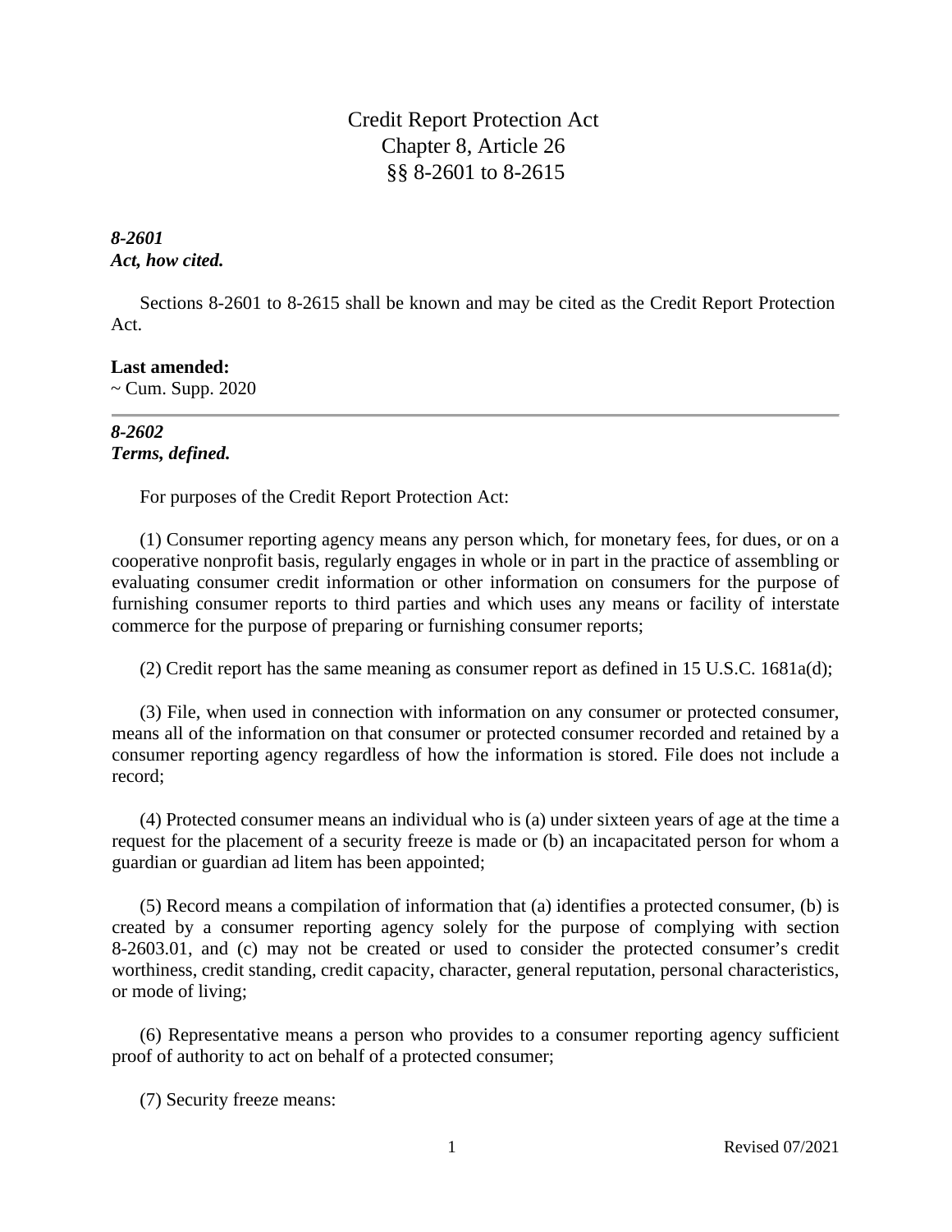# Credit Report Protection Act
## Chapter 8, Article 26
## §§ 8-2601 to 8-2615

***8-2601***
***Act, how cited.***

Sections 8-2601 to 8-2615 shall be known and may be cited as the Credit Report Protection Act.

**Last amended:**
~ Cum. Supp. 2020

---

***8-2602***
***Terms, defined.***

For purposes of the Credit Report Protection Act:

(1) Consumer reporting agency means any person which, for monetary fees, for dues, or on a cooperative nonprofit basis, regularly engages in whole or in part in the practice of assembling or evaluating consumer credit information or other information on consumers for the purpose of furnishing consumer reports to third parties and which uses any means or facility of interstate commerce for the purpose of preparing or furnishing consumer reports;

(2) Credit report has the same meaning as consumer report as defined in 15 U.S.C. 1681a(d);

(3) File, when used in connection with information on any consumer or protected consumer, means all of the information on that consumer or protected consumer recorded and retained by a consumer reporting agency regardless of how the information is stored. File does not include a record;

(4) Protected consumer means an individual who is (a) under sixteen years of age at the time a request for the placement of a security freeze is made or (b) an incapacitated person for whom a guardian or guardian ad litem has been appointed;

(5) Record means a compilation of information that (a) identifies a protected consumer, (b) is created by a consumer reporting agency solely for the purpose of complying with section 8-2603.01, and (c) may not be created or used to consider the protected consumer's credit worthiness, credit standing, credit capacity, character, general reputation, personal characteristics, or mode of living;

(6) Representative means a person who provides to a consumer reporting agency sufficient proof of authority to act on behalf of a protected consumer;

(7) Security freeze means: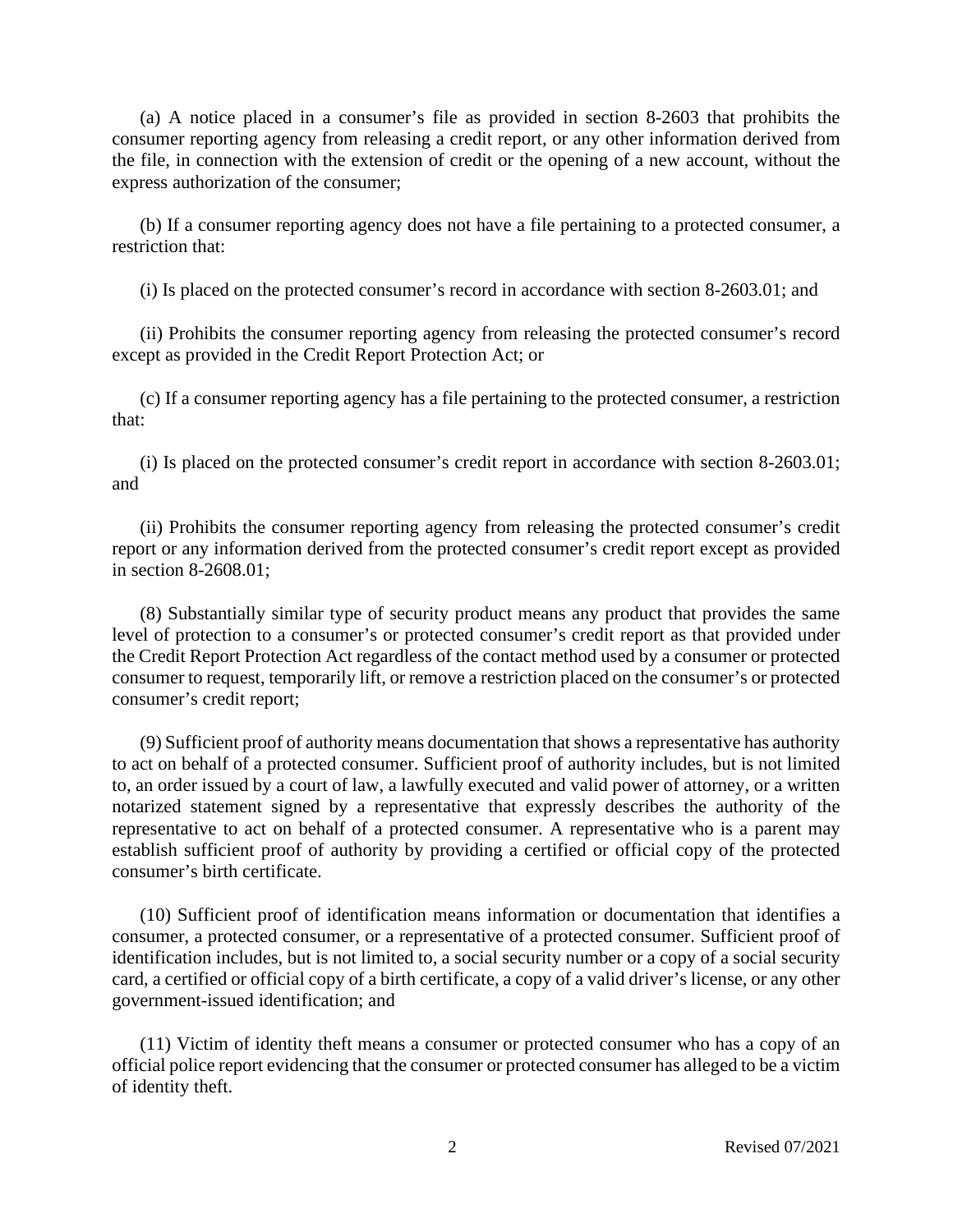(a) A notice placed in a consumer's file as provided in section 8-2603 that prohibits the consumer reporting agency from releasing a credit report, or any other information derived from the file, in connection with the extension of credit or the opening of a new account, without the express authorization of the consumer;

(b) If a consumer reporting agency does not have a file pertaining to a protected consumer, a restriction that:

(i) Is placed on the protected consumer's record in accordance with section 8-2603.01; and

(ii) Prohibits the consumer reporting agency from releasing the protected consumer's record except as provided in the Credit Report Protection Act; or

(c) If a consumer reporting agency has a file pertaining to the protected consumer, a restriction that:

(i) Is placed on the protected consumer's credit report in accordance with section 8-2603.01; and

(ii) Prohibits the consumer reporting agency from releasing the protected consumer's credit report or any information derived from the protected consumer's credit report except as provided in section 8-2608.01;

(8) Substantially similar type of security product means any product that provides the same level of protection to a consumer's or protected consumer's credit report as that provided under the Credit Report Protection Act regardless of the contact method used by a consumer or protected consumer to request, temporarily lift, or remove a restriction placed on the consumer's or protected consumer's credit report;

(9) Sufficient proof of authority means documentation that shows a representative has authority to act on behalf of a protected consumer. Sufficient proof of authority includes, but is not limited to, an order issued by a court of law, a lawfully executed and valid power of attorney, or a written notarized statement signed by a representative that expressly describes the authority of the representative to act on behalf of a protected consumer. A representative who is a parent may establish sufficient proof of authority by providing a certified or official copy of the protected consumer's birth certificate.

(10) Sufficient proof of identification means information or documentation that identifies a consumer, a protected consumer, or a representative of a protected consumer. Sufficient proof of identification includes, but is not limited to, a social security number or a copy of a social security card, a certified or official copy of a birth certificate, a copy of a valid driver's license, or any other government-issued identification; and

(11) Victim of identity theft means a consumer or protected consumer who has a copy of an official police report evidencing that the consumer or protected consumer has alleged to be a victim of identity theft.

Revised 07/2021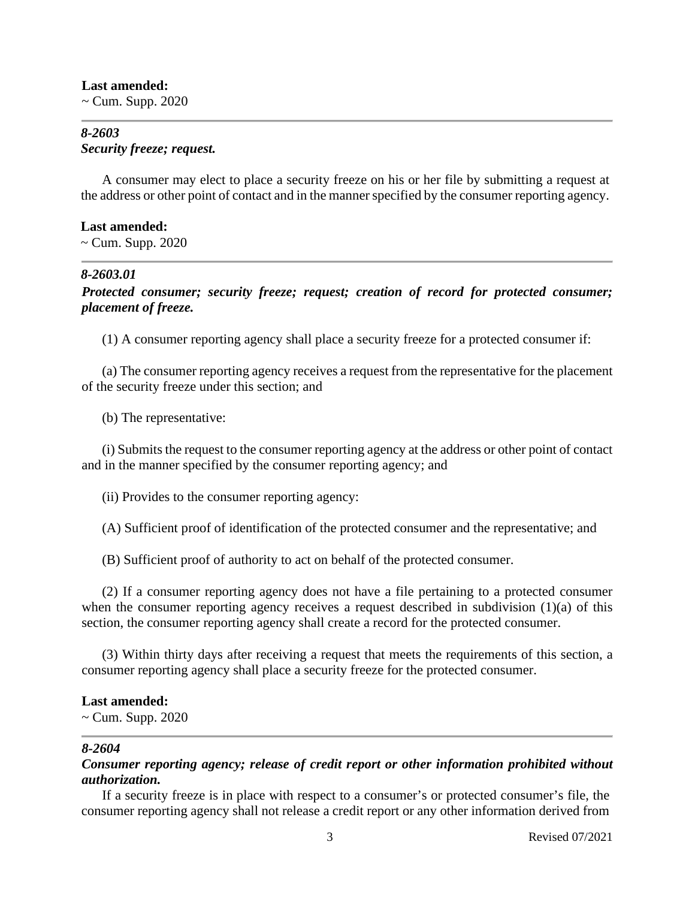**Last amended:**
~ Cum. Supp. 2020

---

***8-2603***
***Security freeze; request.***

A consumer may elect to place a security freeze on his or her file by submitting a request at the address or other point of contact and in the manner specified by the consumer reporting agency.

**Last amended:**
~ Cum. Supp. 2020

---

***8-2603.01***
***Protected consumer; security freeze; request; creation of record for protected consumer; placement of freeze.***

(1) A consumer reporting agency shall place a security freeze for a protected consumer if:

(a) The consumer reporting agency receives a request from the representative for the placement of the security freeze under this section; and

(b) The representative:

(i) Submits the request to the consumer reporting agency at the address or other point of contact and in the manner specified by the consumer reporting agency; and

(ii) Provides to the consumer reporting agency:

(A) Sufficient proof of identification of the protected consumer and the representative; and

(B) Sufficient proof of authority to act on behalf of the protected consumer.

(2) If a consumer reporting agency does not have a file pertaining to a protected consumer when the consumer reporting agency receives a request described in subdivision (1)(a) of this section, the consumer reporting agency shall create a record for the protected consumer.

(3) Within thirty days after receiving a request that meets the requirements of this section, a consumer reporting agency shall place a security freeze for the protected consumer.

**Last amended:**
~ Cum. Supp. 2020

---

***8-2604***
***Consumer reporting agency; release of credit report or other information prohibited without authorization.***

If a security freeze is in place with respect to a consumer's or protected consumer's file, the consumer reporting agency shall not release a credit report or any other information derived from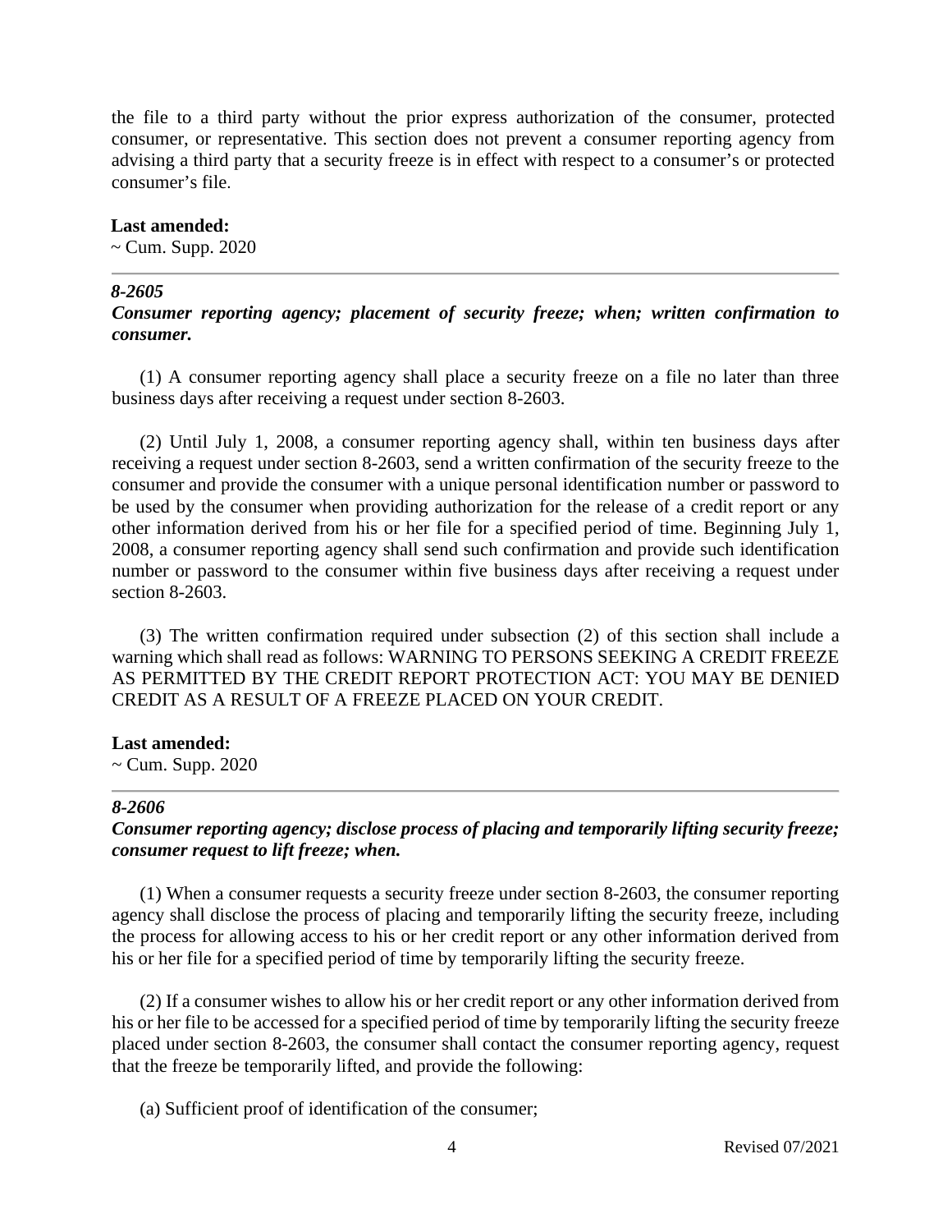the file to a third party without the prior express authorization of the consumer, protected consumer, or representative. This section does not prevent a consumer reporting agency from advising a third party that a security freeze is in effect with respect to a consumer's or protected consumer's file.

**Last amended:**
~ Cum. Supp. 2020

---

### *8-2605*
### *Consumer reporting agency; placement of security freeze; when; written confirmation to consumer.*

(1) A consumer reporting agency shall place a security freeze on a file no later than three business days after receiving a request under section 8-2603.

(2) Until July 1, 2008, a consumer reporting agency shall, within ten business days after receiving a request under section 8-2603, send a written confirmation of the security freeze to the consumer and provide the consumer with a unique personal identification number or password to be used by the consumer when providing authorization for the release of a credit report or any other information derived from his or her file for a specified period of time. Beginning July 1, 2008, a consumer reporting agency shall send such confirmation and provide such identification number or password to the consumer within five business days after receiving a request under section 8-2603.

(3) The written confirmation required under subsection (2) of this section shall include a warning which shall read as follows: WARNING TO PERSONS SEEKING A CREDIT FREEZE AS PERMITTED BY THE CREDIT REPORT PROTECTION ACT: YOU MAY BE DENIED CREDIT AS A RESULT OF A FREEZE PLACED ON YOUR CREDIT.

**Last amended:**
~ Cum. Supp. 2020

---

### *8-2606*
### *Consumer reporting agency; disclose process of placing and temporarily lifting security freeze; consumer request to lift freeze; when.*

(1) When a consumer requests a security freeze under section 8-2603, the consumer reporting agency shall disclose the process of placing and temporarily lifting the security freeze, including the process for allowing access to his or her credit report or any other information derived from his or her file for a specified period of time by temporarily lifting the security freeze.

(2) If a consumer wishes to allow his or her credit report or any other information derived from his or her file to be accessed for a specified period of time by temporarily lifting the security freeze placed under section 8-2603, the consumer shall contact the consumer reporting agency, request that the freeze be temporarily lifted, and provide the following:

(a) Sufficient proof of identification of the consumer;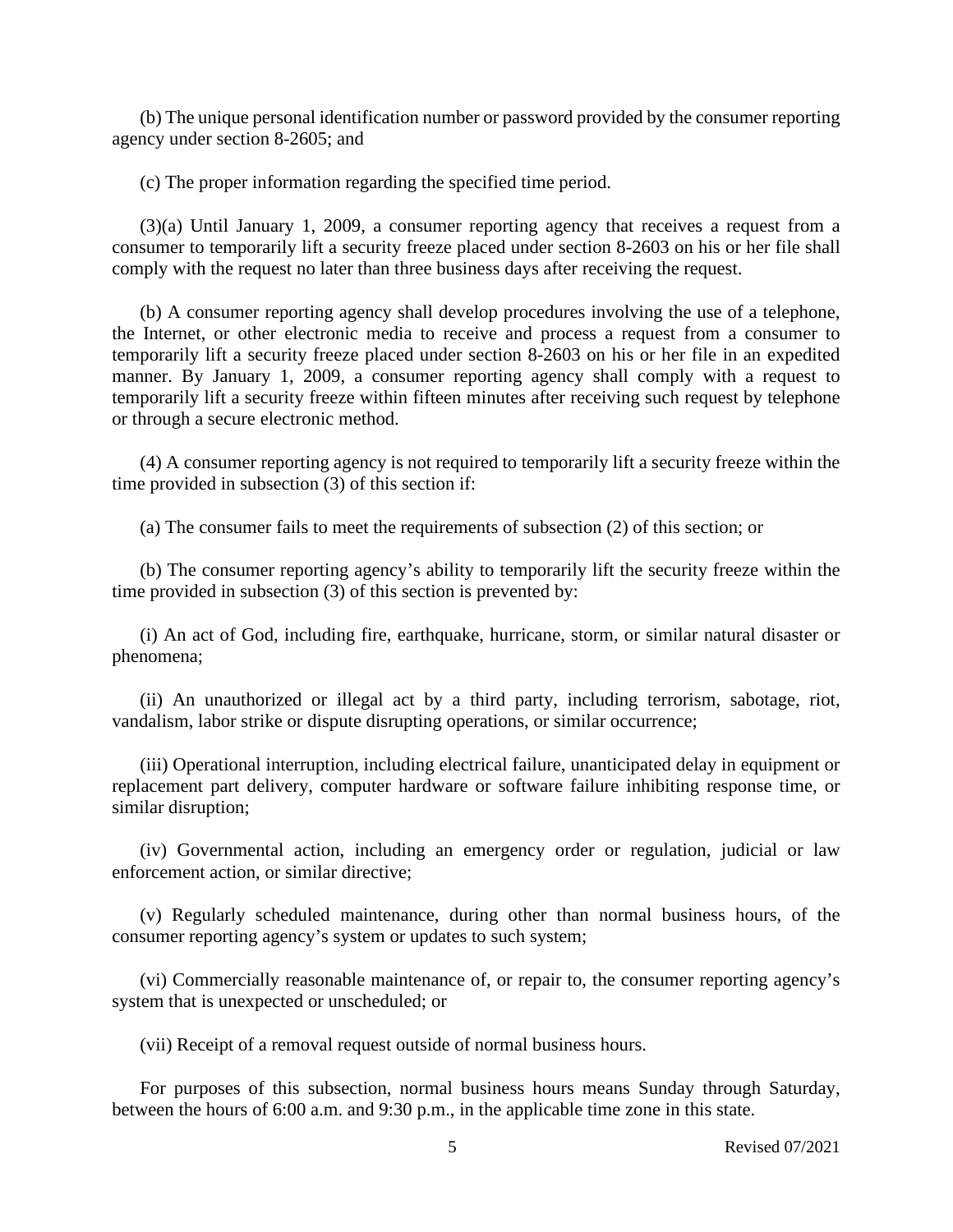(b) The unique personal identification number or password provided by the consumer reporting agency under section 8-2605; and

(c) The proper information regarding the specified time period.

(3)(a) Until January 1, 2009, a consumer reporting agency that receives a request from a consumer to temporarily lift a security freeze placed under section 8-2603 on his or her file shall comply with the request no later than three business days after receiving the request.

(b) A consumer reporting agency shall develop procedures involving the use of a telephone, the Internet, or other electronic media to receive and process a request from a consumer to temporarily lift a security freeze placed under section 8-2603 on his or her file in an expedited manner. By January 1, 2009, a consumer reporting agency shall comply with a request to temporarily lift a security freeze within fifteen minutes after receiving such request by telephone or through a secure electronic method.

(4) A consumer reporting agency is not required to temporarily lift a security freeze within the time provided in subsection (3) of this section if:

(a) The consumer fails to meet the requirements of subsection (2) of this section; or

(b) The consumer reporting agency's ability to temporarily lift the security freeze within the time provided in subsection (3) of this section is prevented by:

(i) An act of God, including fire, earthquake, hurricane, storm, or similar natural disaster or phenomena;

(ii) An unauthorized or illegal act by a third party, including terrorism, sabotage, riot, vandalism, labor strike or dispute disrupting operations, or similar occurrence;

(iii) Operational interruption, including electrical failure, unanticipated delay in equipment or replacement part delivery, computer hardware or software failure inhibiting response time, or similar disruption;

(iv) Governmental action, including an emergency order or regulation, judicial or law enforcement action, or similar directive;

(v) Regularly scheduled maintenance, during other than normal business hours, of the consumer reporting agency's system or updates to such system;

(vi) Commercially reasonable maintenance of, or repair to, the consumer reporting agency's system that is unexpected or unscheduled; or

(vii) Receipt of a removal request outside of normal business hours.

For purposes of this subsection, normal business hours means Sunday through Saturday, between the hours of 6:00 a.m. and 9:30 p.m., in the applicable time zone in this state.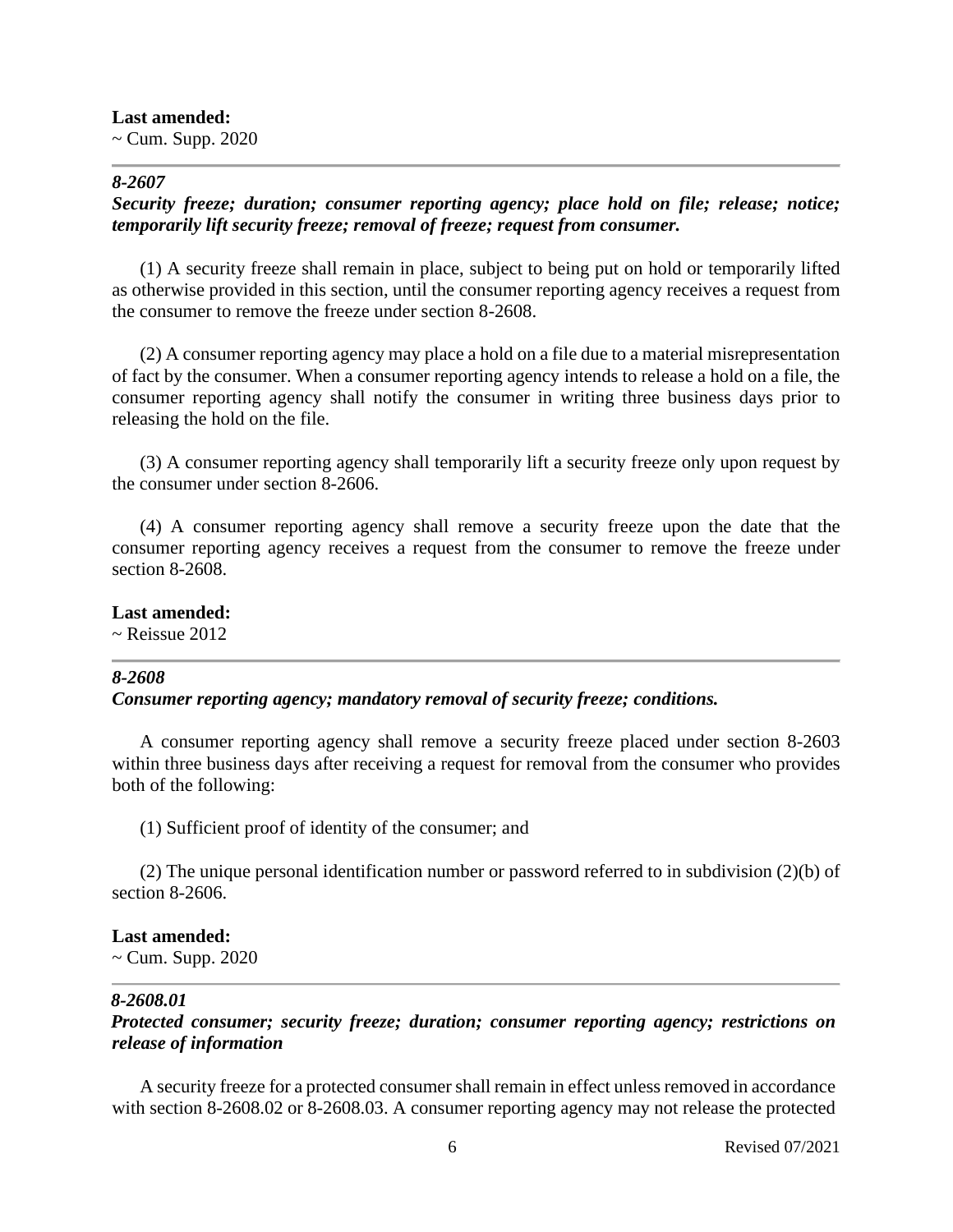**Last amended:**
~ Cum. Supp. 2020

### *8-2607*
***Security freeze; duration; consumer reporting agency; place hold on file; release; notice; temporarily lift security freeze; removal of freeze; request from consumer.***

(1) A security freeze shall remain in place, subject to being put on hold or temporarily lifted as otherwise provided in this section, until the consumer reporting agency receives a request from the consumer to remove the freeze under section 8-2608.

(2) A consumer reporting agency may place a hold on a file due to a material misrepresentation of fact by the consumer. When a consumer reporting agency intends to release a hold on a file, the consumer reporting agency shall notify the consumer in writing three business days prior to releasing the hold on the file.

(3) A consumer reporting agency shall temporarily lift a security freeze only upon request by the consumer under section 8-2606.

(4) A consumer reporting agency shall remove a security freeze upon the date that the consumer reporting agency receives a request from the consumer to remove the freeze under section 8-2608.

**Last amended:**
~ Reissue 2012

### *8-2608*
***Consumer reporting agency; mandatory removal of security freeze; conditions.***

A consumer reporting agency shall remove a security freeze placed under section 8-2603 within three business days after receiving a request for removal from the consumer who provides both of the following:

(1) Sufficient proof of identity of the consumer; and

(2) The unique personal identification number or password referred to in subdivision (2)(b) of section 8-2606.

**Last amended:**
~ Cum. Supp. 2020

### *8-2608.01*
***Protected consumer; security freeze; duration; consumer reporting agency; restrictions on release of information***

A security freeze for a protected consumer shall remain in effect unless removed in accordance with section 8-2608.02 or 8-2608.03. A consumer reporting agency may not release the protected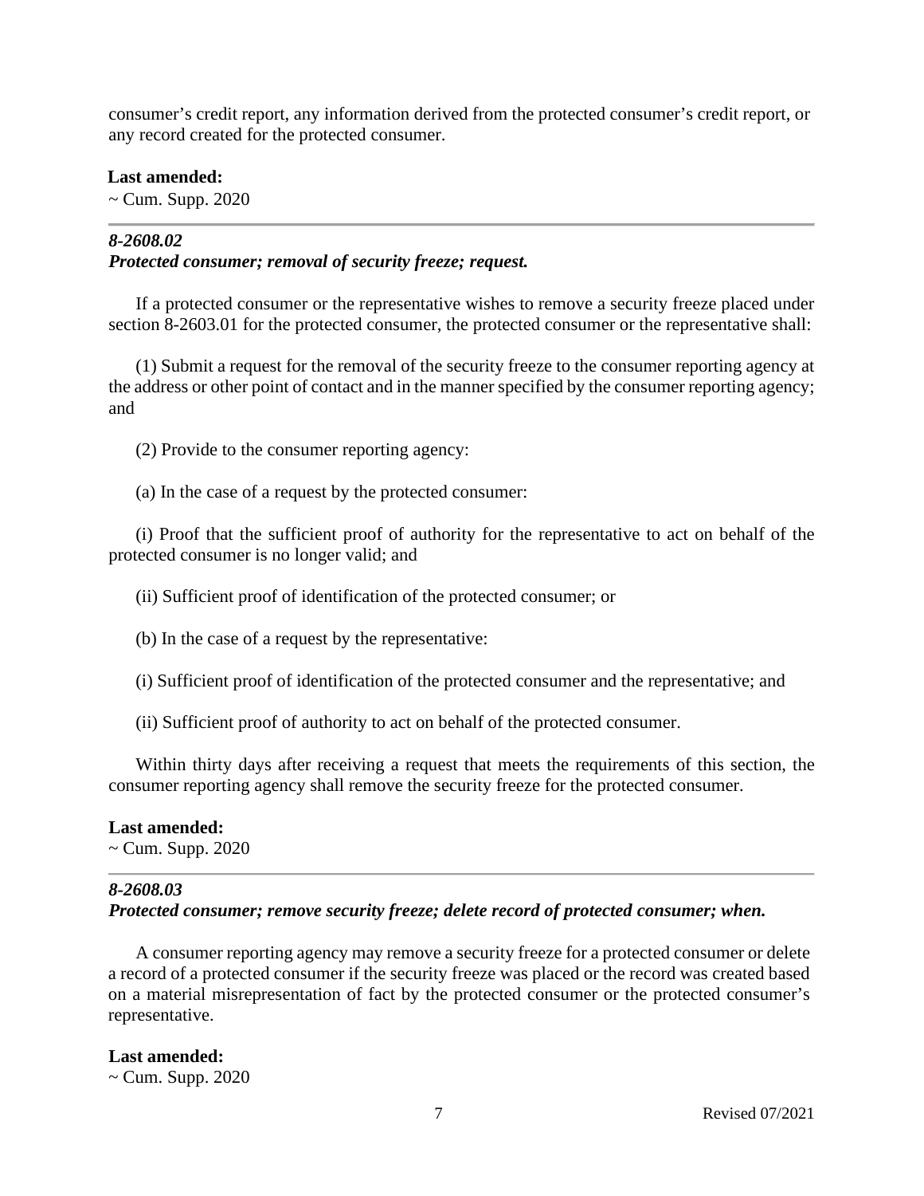consumer's credit report, any information derived from the protected consumer's credit report, or any record created for the protected consumer.

**Last amended:**
~ Cum. Supp. 2020

---

***8-2608.02***
***Protected consumer; removal of security freeze; request.***

If a protected consumer or the representative wishes to remove a security freeze placed under section 8-2603.01 for the protected consumer, the protected consumer or the representative shall:

(1) Submit a request for the removal of the security freeze to the consumer reporting agency at the address or other point of contact and in the manner specified by the consumer reporting agency; and

(2) Provide to the consumer reporting agency:

(a) In the case of a request by the protected consumer:

(i) Proof that the sufficient proof of authority for the representative to act on behalf of the protected consumer is no longer valid; and

(ii) Sufficient proof of identification of the protected consumer; or

(b) In the case of a request by the representative:

(i) Sufficient proof of identification of the protected consumer and the representative; and

(ii) Sufficient proof of authority to act on behalf of the protected consumer.

Within thirty days after receiving a request that meets the requirements of this section, the consumer reporting agency shall remove the security freeze for the protected consumer.

**Last amended:**
~ Cum. Supp. 2020

---

***8-2608.03***
***Protected consumer; remove security freeze; delete record of protected consumer; when.***

A consumer reporting agency may remove a security freeze for a protected consumer or delete a record of a protected consumer if the security freeze was placed or the record was created based on a material misrepresentation of fact by the protected consumer or the protected consumer's representative.

**Last amended:**
~ Cum. Supp. 2020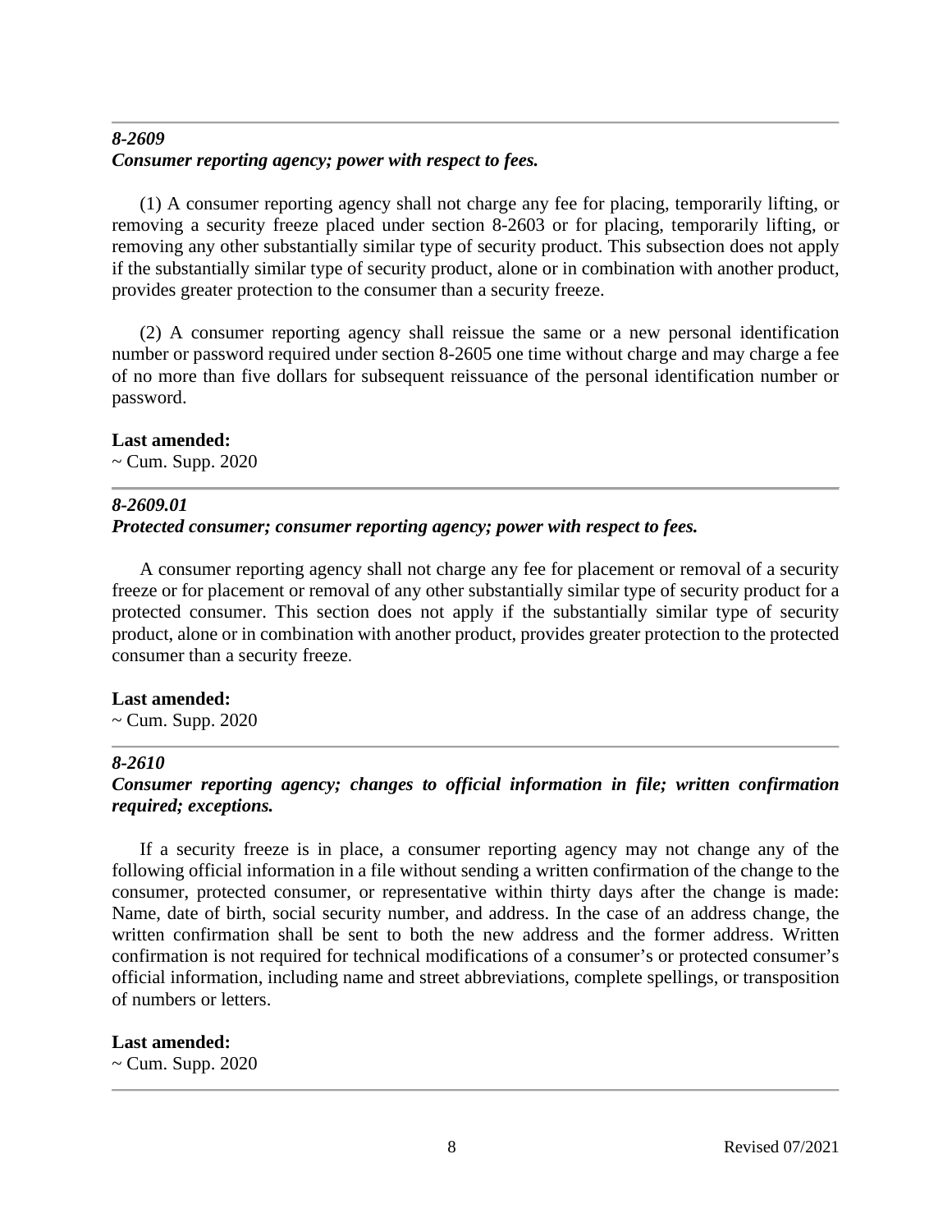### *8-2609*
### *Consumer reporting agency; power with respect to fees.*

(1) A consumer reporting agency shall not charge any fee for placing, temporarily lifting, or removing a security freeze placed under section 8-2603 or for placing, temporarily lifting, or removing any other substantially similar type of security product. This subsection does not apply if the substantially similar type of security product, alone or in combination with another product, provides greater protection to the consumer than a security freeze.

(2) A consumer reporting agency shall reissue the same or a new personal identification number or password required under section 8-2605 one time without charge and may charge a fee of no more than five dollars for subsequent reissuance of the personal identification number or password.

**Last amended:**
~ Cum. Supp. 2020

---

### *8-2609.01*
### *Protected consumer; consumer reporting agency; power with respect to fees.*

A consumer reporting agency shall not charge any fee for placement or removal of a security freeze or for placement or removal of any other substantially similar type of security product for a protected consumer. This section does not apply if the substantially similar type of security product, alone or in combination with another product, provides greater protection to the protected consumer than a security freeze.

**Last amended:**
~ Cum. Supp. 2020

---

### *8-2610*
### *Consumer reporting agency; changes to official information in file; written confirmation required; exceptions.*

If a security freeze is in place, a consumer reporting agency may not change any of the following official information in a file without sending a written confirmation of the change to the consumer, protected consumer, or representative within thirty days after the change is made: Name, date of birth, social security number, and address. In the case of an address change, the written confirmation shall be sent to both the new address and the former address. Written confirmation is not required for technical modifications of a consumer's or protected consumer's official information, including name and street abbreviations, complete spellings, or transposition of numbers or letters.

**Last amended:**
~ Cum. Supp. 2020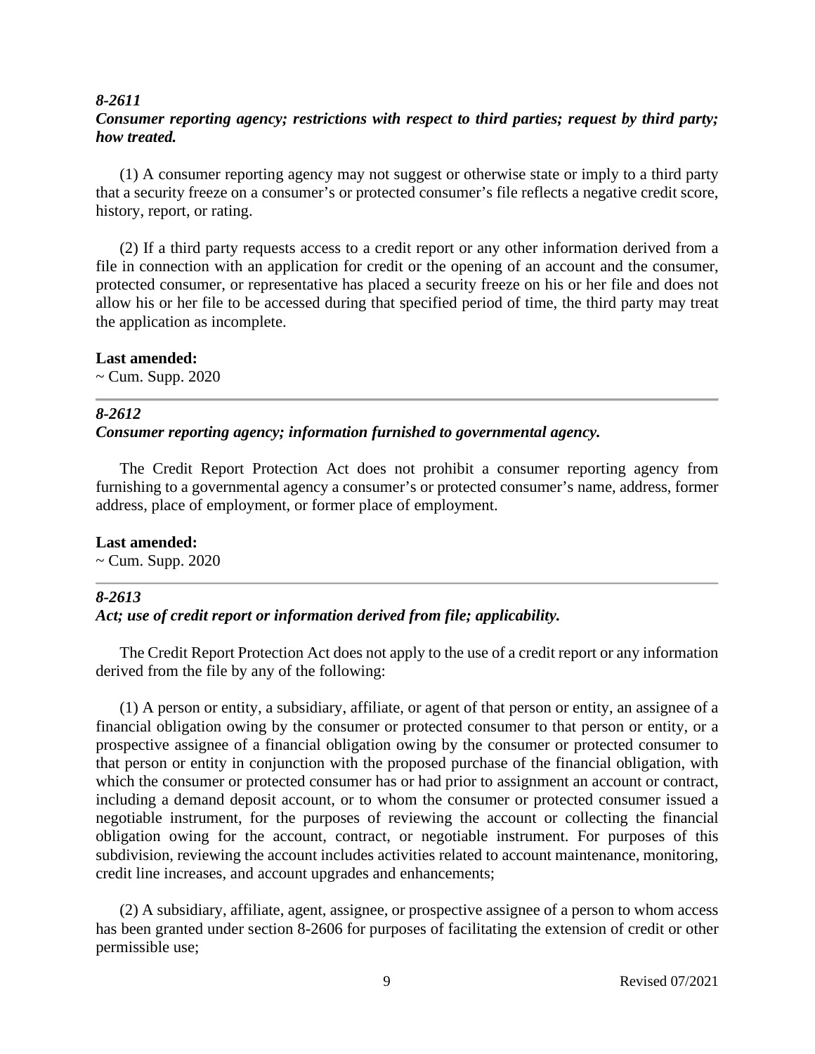### *8-2611*
### *Consumer reporting agency; restrictions with respect to third parties; request by third party; how treated.*

(1) A consumer reporting agency may not suggest or otherwise state or imply to a third party that a security freeze on a consumer's or protected consumer's file reflects a negative credit score, history, report, or rating.

(2) If a third party requests access to a credit report or any other information derived from a file in connection with an application for credit or the opening of an account and the consumer, protected consumer, or representative has placed a security freeze on his or her file and does not allow his or her file to be accessed during that specified period of time, the third party may treat the application as incomplete.

**Last amended:**
~ Cum. Supp. 2020

---

### *8-2612*
### *Consumer reporting agency; information furnished to governmental agency.*

The Credit Report Protection Act does not prohibit a consumer reporting agency from furnishing to a governmental agency a consumer's or protected consumer's name, address, former address, place of employment, or former place of employment.

**Last amended:**
~ Cum. Supp. 2020

---

### *8-2613*
### *Act; use of credit report or information derived from file; applicability.*

The Credit Report Protection Act does not apply to the use of a credit report or any information derived from the file by any of the following:

(1) A person or entity, a subsidiary, affiliate, or agent of that person or entity, an assignee of a financial obligation owing by the consumer or protected consumer to that person or entity, or a prospective assignee of a financial obligation owing by the consumer or protected consumer to that person or entity in conjunction with the proposed purchase of the financial obligation, with which the consumer or protected consumer has or had prior to assignment an account or contract, including a demand deposit account, or to whom the consumer or protected consumer issued a negotiable instrument, for the purposes of reviewing the account or collecting the financial obligation owing for the account, contract, or negotiable instrument. For purposes of this subdivision, reviewing the account includes activities related to account maintenance, monitoring, credit line increases, and account upgrades and enhancements;

(2) A subsidiary, affiliate, agent, assignee, or prospective assignee of a person to whom access has been granted under section 8-2606 for purposes of facilitating the extension of credit or other permissible use;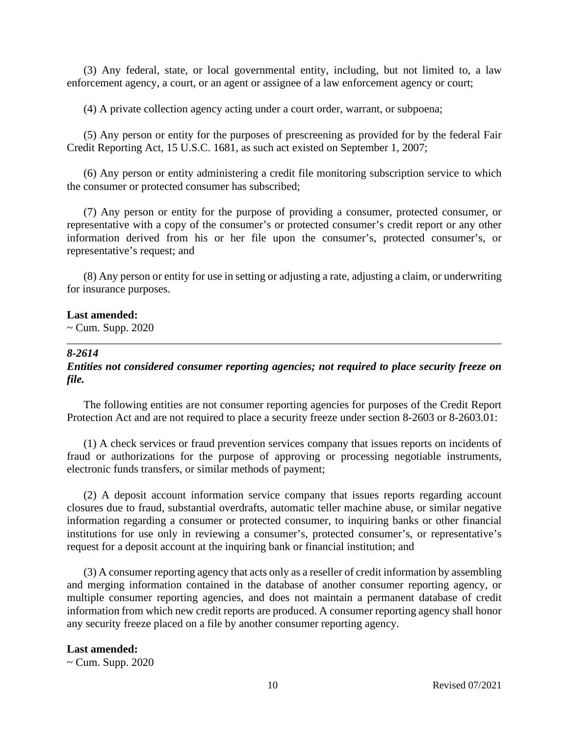(3) Any federal, state, or local governmental entity, including, but not limited to, a law enforcement agency, a court, or an agent or assignee of a law enforcement agency or court;

(4) A private collection agency acting under a court order, warrant, or subpoena;

(5) Any person or entity for the purposes of prescreening as provided for by the federal Fair Credit Reporting Act, 15 U.S.C. 1681, as such act existed on September 1, 2007;

(6) Any person or entity administering a credit file monitoring subscription service to which the consumer or protected consumer has subscribed;

(7) Any person or entity for the purpose of providing a consumer, protected consumer, or representative with a copy of the consumer's or protected consumer's credit report or any other information derived from his or her file upon the consumer's, protected consumer's, or representative's request; and

(8) Any person or entity for use in setting or adjusting a rate, adjusting a claim, or underwriting for insurance purposes.

**Last amended:**
~ Cum. Supp. 2020

---

***8-2614***
***Entities not considered consumer reporting agencies; not required to place security freeze on file.***

The following entities are not consumer reporting agencies for purposes of the Credit Report Protection Act and are not required to place a security freeze under section 8-2603 or 8-2603.01:

(1) A check services or fraud prevention services company that issues reports on incidents of fraud or authorizations for the purpose of approving or processing negotiable instruments, electronic funds transfers, or similar methods of payment;

(2) A deposit account information service company that issues reports regarding account closures due to fraud, substantial overdrafts, automatic teller machine abuse, or similar negative information regarding a consumer or protected consumer, to inquiring banks or other financial institutions for use only in reviewing a consumer's, protected consumer's, or representative's request for a deposit account at the inquiring bank or financial institution; and

(3) A consumer reporting agency that acts only as a reseller of credit information by assembling and merging information contained in the database of another consumer reporting agency, or multiple consumer reporting agencies, and does not maintain a permanent database of credit information from which new credit reports are produced. A consumer reporting agency shall honor any security freeze placed on a file by another consumer reporting agency.

**Last amended:**
~ Cum. Supp. 2020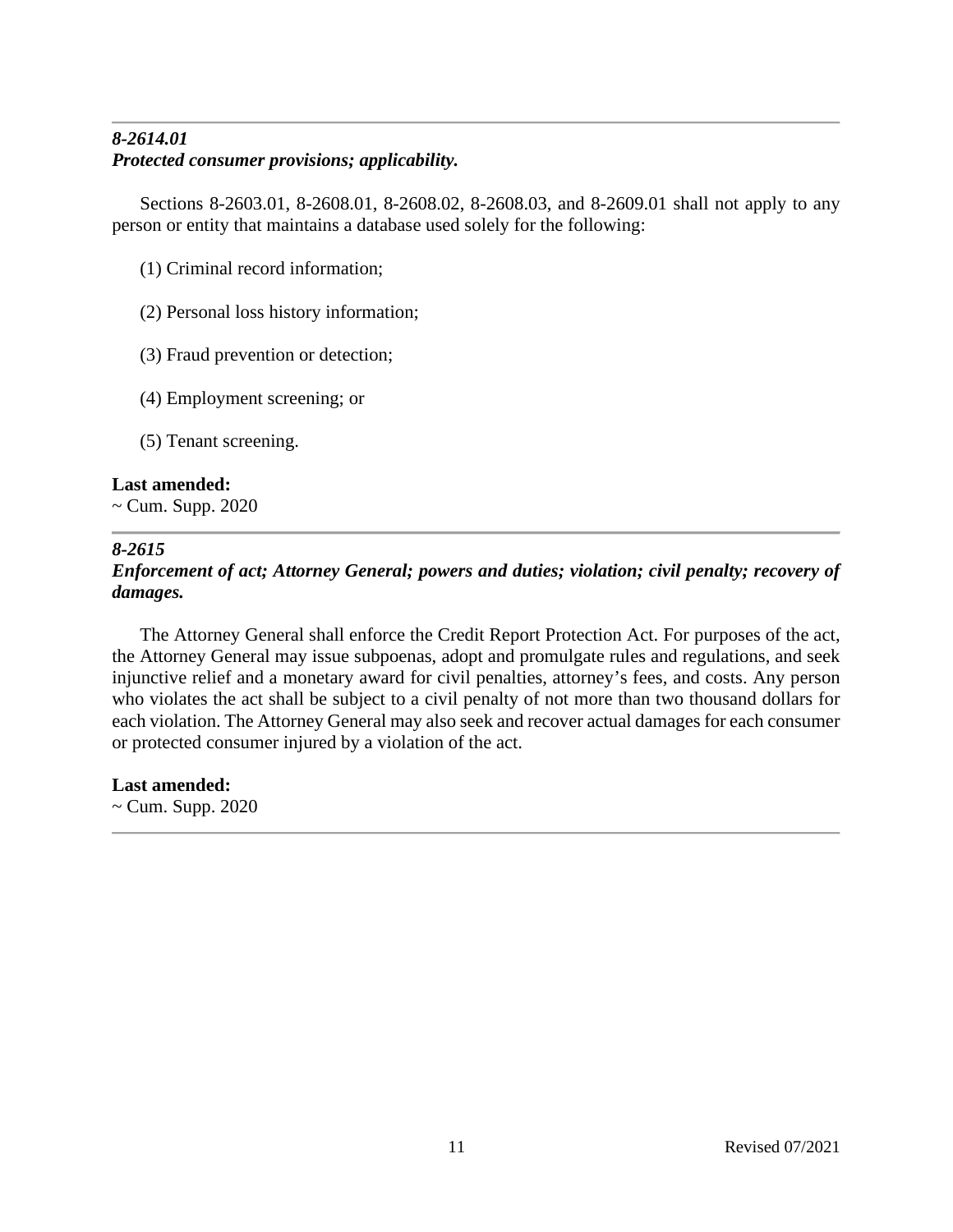### *8-2614.01*
### *Protected consumer provisions; applicability.*

Sections 8-2603.01, 8-2608.01, 8-2608.02, 8-2608.03, and 8-2609.01 shall not apply to any person or entity that maintains a database used solely for the following:

(1) Criminal record information;

(2) Personal loss history information;

(3) Fraud prevention or detection;

(4) Employment screening; or

(5) Tenant screening.

**Last amended:**
~ Cum. Supp. 2020

### *8-2615*
### *Enforcement of act; Attorney General; powers and duties; violation; civil penalty; recovery of damages.*

The Attorney General shall enforce the Credit Report Protection Act. For purposes of the act, the Attorney General may issue subpoenas, adopt and promulgate rules and regulations, and seek injunctive relief and a monetary award for civil penalties, attorney's fees, and costs. Any person who violates the act shall be subject to a civil penalty of not more than two thousand dollars for each violation. The Attorney General may also seek and recover actual damages for each consumer or protected consumer injured by a violation of the act.

**Last amended:**
~ Cum. Supp. 2020